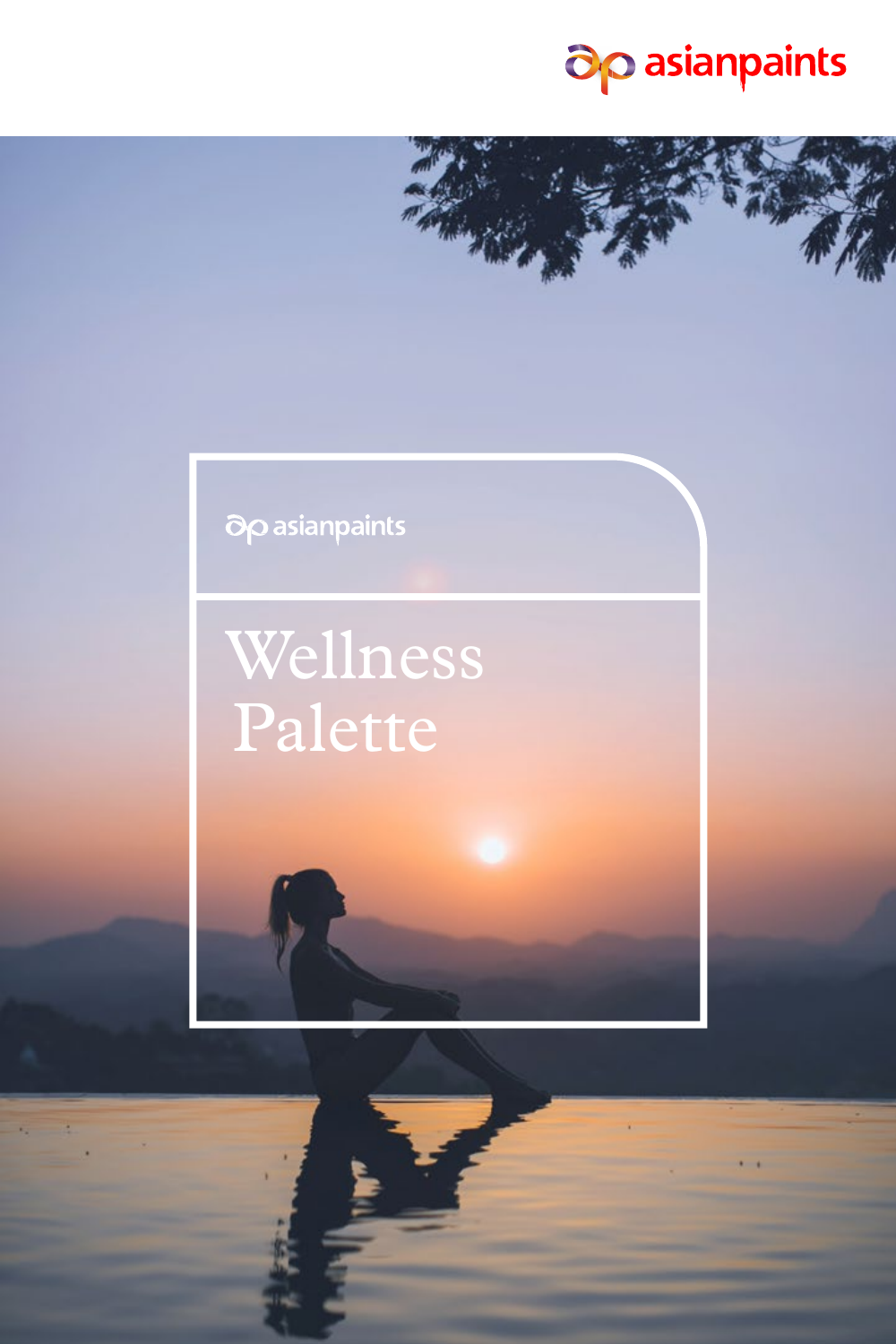asianpaints

asianpaints

# Wellness Palette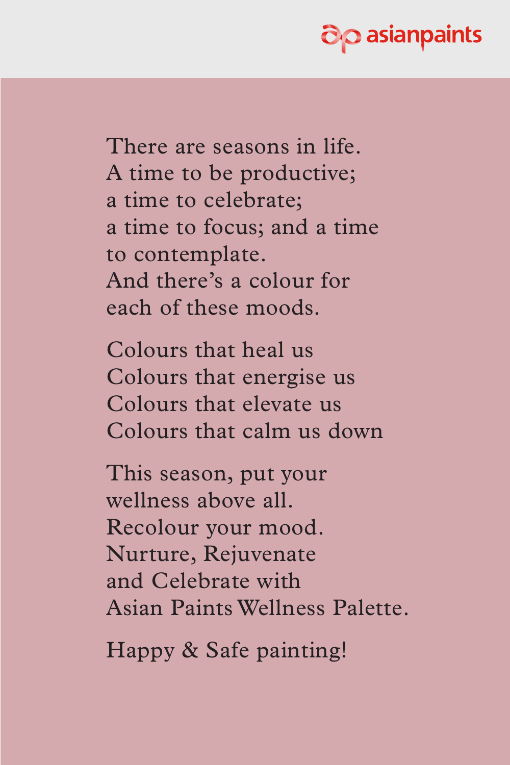asianpaints

There are seasons in life.
A time to be productive;
a time to celebrate;
a time to focus; and a time
to contemplate.
And there's a colour for
each of these moods.

Colours that heal us
Colours that energise us
Colours that elevate us
Colours that calm us down

This season, put your
wellness above all.
Recolour your mood.
Nurture, Rejuvenate
and Celebrate with
Asian Paints Wellness Palette.

Happy & Safe painting!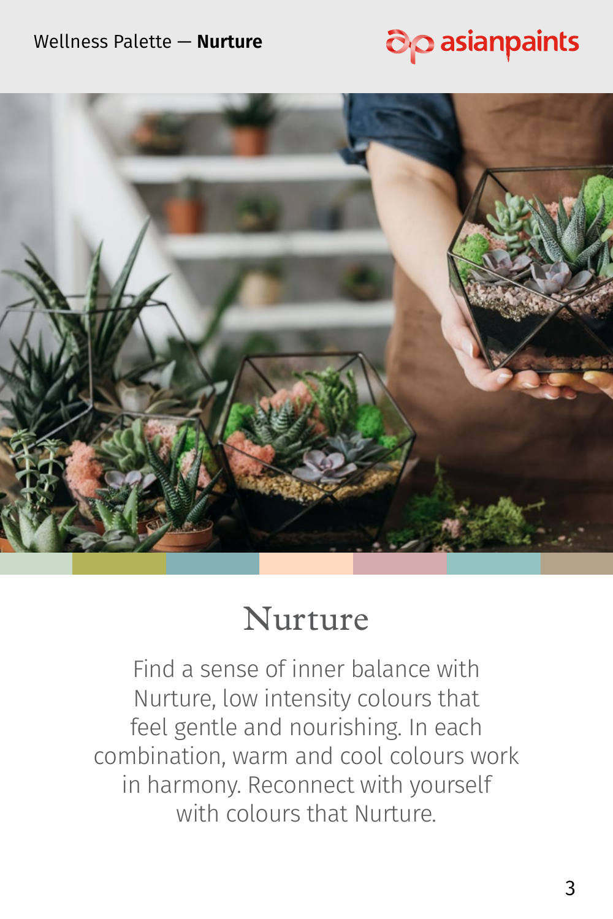# Nurture

Find a sense of inner balance with Nurture, low intensity colours that feel gentle and nourishing. In each combination, warm and cool colours work in harmony. Reconnect with yourself with colours that Nurture.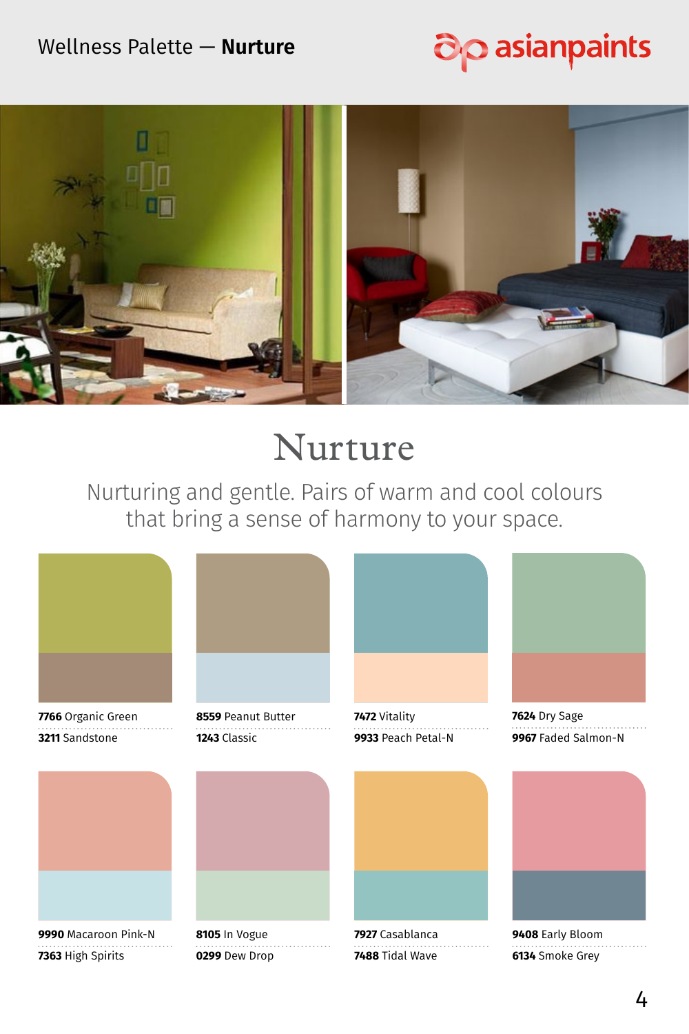Wellness Palette — **Nurture**

# Nurture

Nurturing and gentle. Pairs of warm and cool colours that bring a sense of harmony to your space.

**7766** Organic Green
**3211** Sandstone

**8559** Peanut Butter
**1243** Classic

**7472** Vitality
**9933** Peach Petal-N

**7624** Dry Sage
**9967** Faded Salmon-N

**9990** Macaroon Pink-N
**7363** High Spirits

**8105** In Vogue
**0299** Dew Drop

**7927** Casablanca
**7488** Tidal Wave

**9408** Early Bloom
**6134** Smoke Grey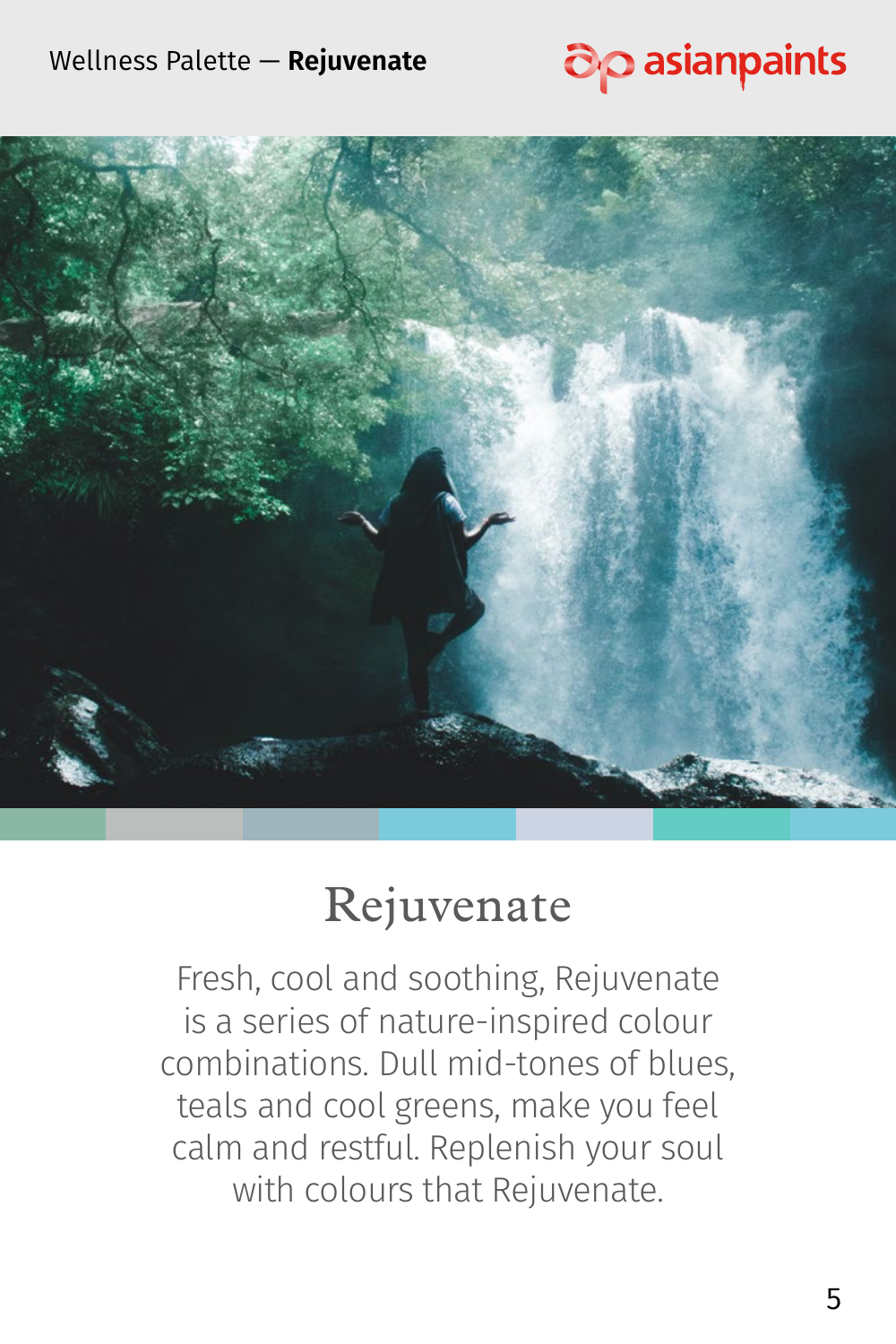# Rejuvenate

Fresh, cool and soothing, Rejuvenate is a series of nature-inspired colour combinations. Dull mid-tones of blues, teals and cool greens, make you feel calm and restful. Replenish your soul with colours that Rejuvenate.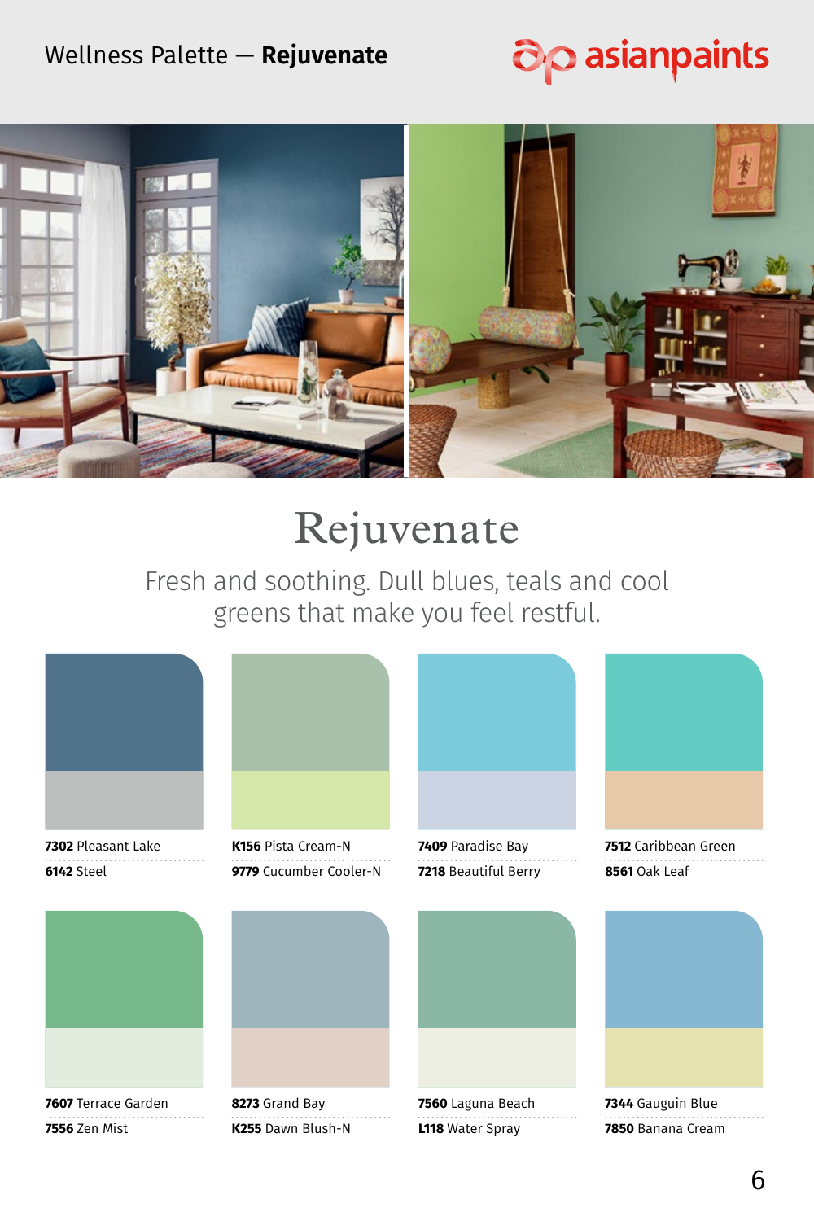# Rejuvenate

Fresh and soothing. Dull blues, teals and cool greens that make you feel restful.

**7302** Pleasant Lake
**6142** Steel

**K156** Pista Cream-N
**9779** Cucumber Cooler-N

**7409** Paradise Bay
**7218** Beautiful Berry

**7512** Caribbean Green
**8561** Oak Leaf

**7607** Terrace Garden
**7556** Zen Mist

**8273** Grand Bay
**K255** Dawn Blush-N

**7560** Laguna Beach
**L118** Water Spray

**7344** Gauguin Blue
**7850** Banana Cream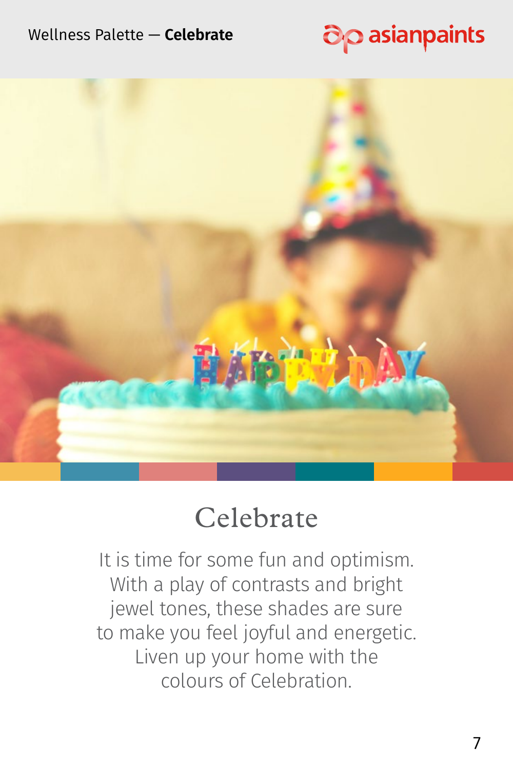# Celebrate

It is time for some fun and optimism. With a play of contrasts and bright jewel tones, these shades are sure to make you feel joyful and energetic. Liven up your home with the colours of Celebration.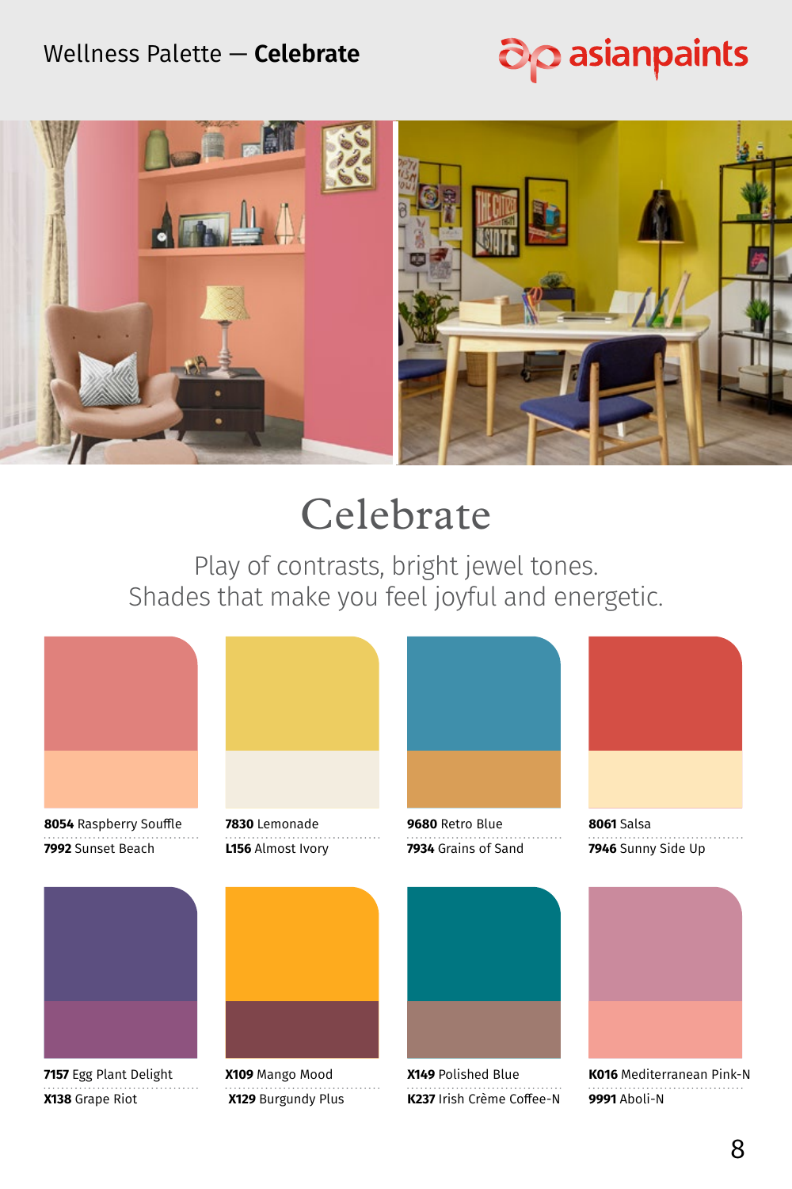Wellness Palette — **Celebrate**

# Celebrate

Play of contrasts, bright jewel tones.
Shades that make you feel joyful and energetic.

**8054** Raspberry Soufflé
**7992** Sunset Beach

**7830** Lemonade
**L156** Almost Ivory

**9680** Retro Blue
**7934** Grains of Sand

**8061** Salsa
**7946** Sunny Side Up

**7157** Egg Plant Delight
**X138** Grape Riot

**X109** Mango Mood
**X129** Burgundy Plus

**X149** Polished Blue
**K237** Irish Crème Coffee-N

**K016** Mediterranean Pink-N
**9991** Aboli-N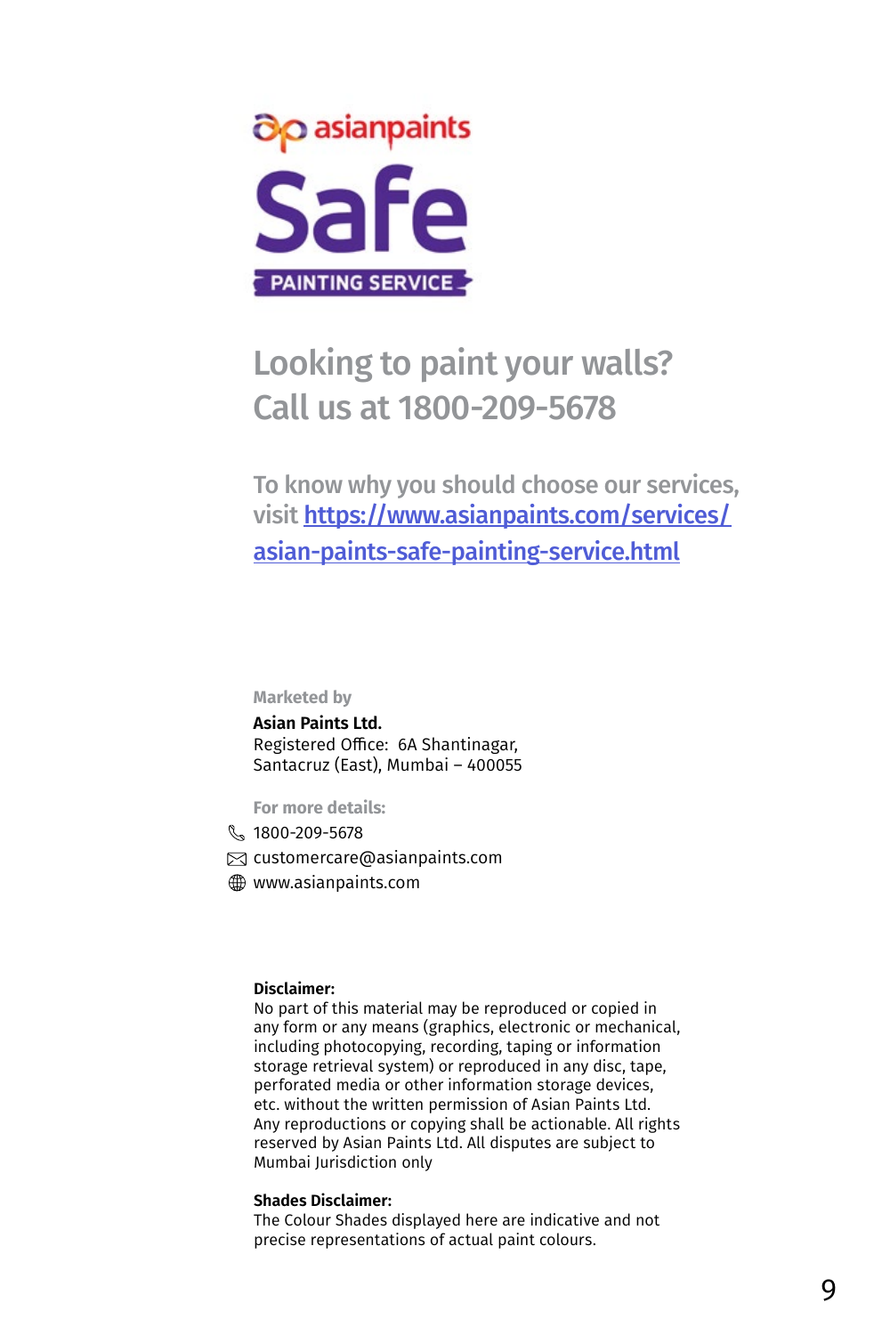asianpaints

# Safe

PAINTING SERVICE

## Looking to paint your walls? Call us at 1800-209-5678

To know why you should choose our services, visit https://www.asianpaints.com/services/asian-paints-safe-painting-service.html

Marketed by

**Asian Paints Ltd.**
Registered Office: 6A Shantinagar, Santacruz (East), Mumbai – 400055

For more details:

1800-209-5678
customercare@asianpaints.com
www.asianpaints.com

**Disclaimer:**
No part of this material may be reproduced or copied in any form or any means (graphics, electronic or mechanical, including photocopying, recording, taping or information storage retrieval system) or reproduced in any disc, tape, perforated media or other information storage devices, etc. without the written permission of Asian Paints Ltd. Any reproductions or copying shall be actionable. All rights reserved by Asian Paints Ltd. All disputes are subject to Mumbai Jurisdiction only

**Shades Disclaimer:**
The Colour Shades displayed here are indicative and not precise representations of actual paint colours.